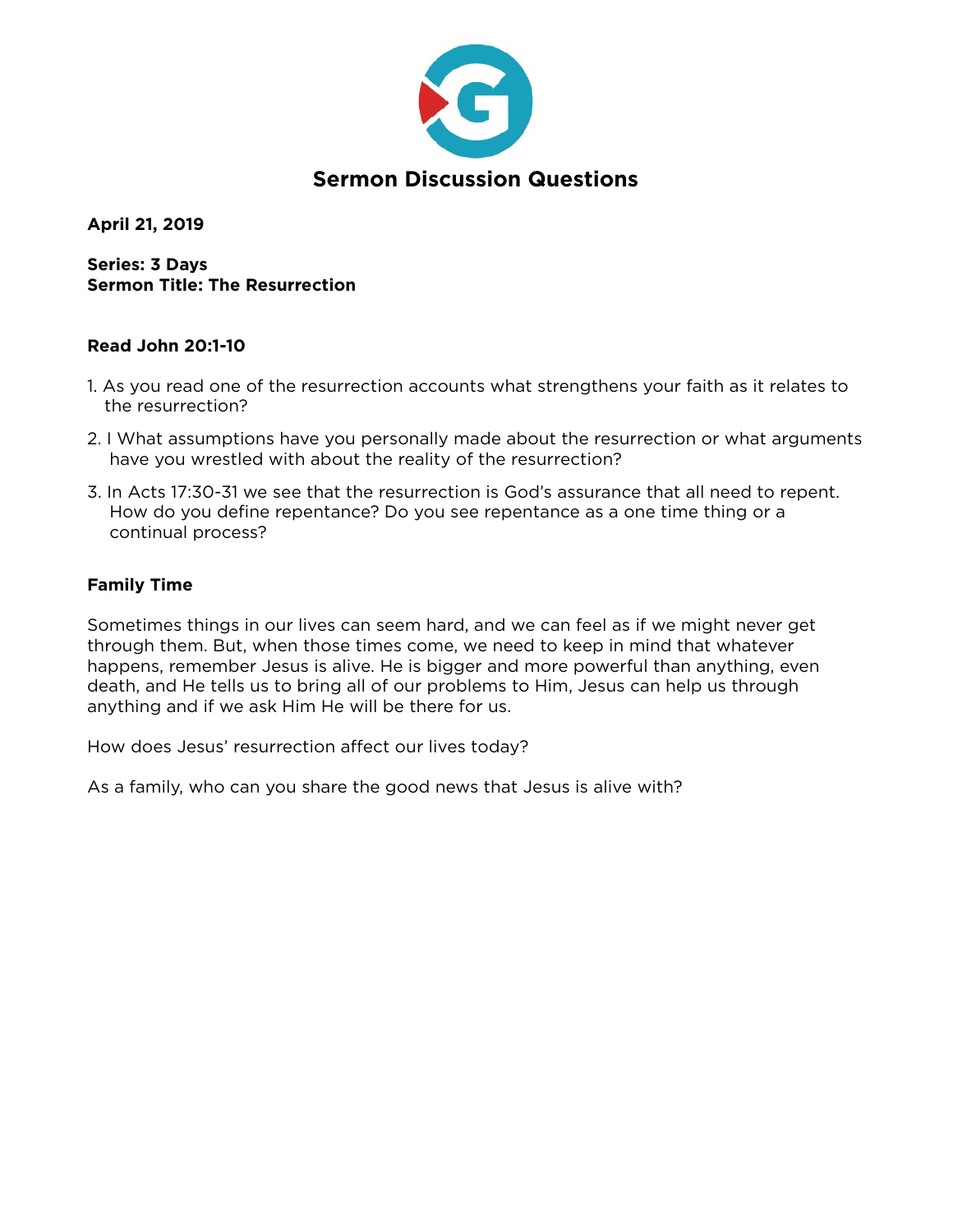# Sermon Discussion Questions

**April 21, 2019**

**Series: 3 Days**
**Sermon Title: The Resurrection**

**Read John 20:1-10**

1. As you read one of the resurrection accounts what strengthens your faith as it relates to the resurrection?
2. I What assumptions have you personally made about the resurrection or what arguments have you wrestled with about the reality of the resurrection?
3. In Acts 17:30-31 we see that the resurrection is God's assurance that all need to repent. How do you define repentance? Do you see repentance as a one time thing or a continual process?

**Family Time**

Sometimes things in our lives can seem hard, and we can feel as if we might never get through them. But, when those times come, we need to keep in mind that whatever happens, remember Jesus is alive. He is bigger and more powerful than anything, even death, and He tells us to bring all of our problems to Him, Jesus can help us through anything and if we ask Him He will be there for us.

How does Jesus' resurrection affect our lives today?

As a family, who can you share the good news that Jesus is alive with?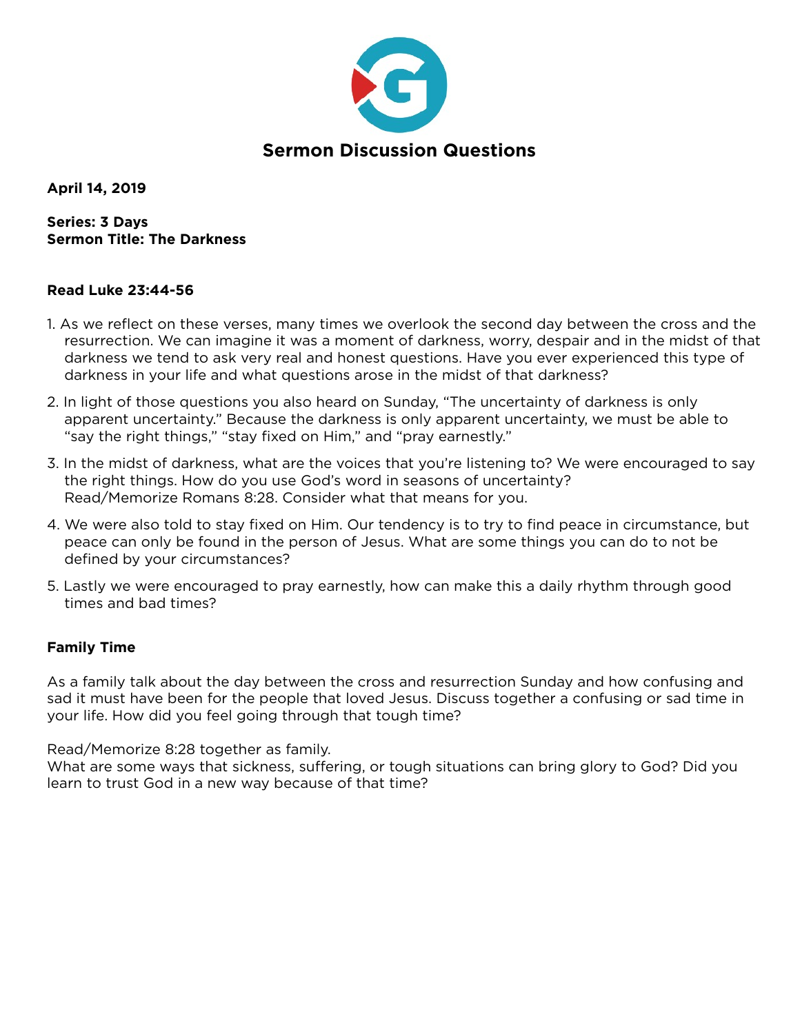# Sermon Discussion Questions

**April 14, 2019**

**Series: 3 Days**
**Sermon Title: The Darkness**

**Read Luke 23:44-56**

1. As we reflect on these verses, many times we overlook the second day between the cross and the resurrection. We can imagine it was a moment of darkness, worry, despair and in the midst of that darkness we tend to ask very real and honest questions. Have you ever experienced this type of darkness in your life and what questions arose in the midst of that darkness?

2. In light of those questions you also heard on Sunday, "The uncertainty of darkness is only apparent uncertainty." Because the darkness is only apparent uncertainty, we must be able to "say the right things," "stay fixed on Him," and "pray earnestly."

3. In the midst of darkness, what are the voices that you're listening to? We were encouraged to say the right things. How do you use God's word in seasons of uncertainty? Read/Memorize Romans 8:28. Consider what that means for you.

4. We were also told to stay fixed on Him. Our tendency is to try to find peace in circumstance, but peace can only be found in the person of Jesus. What are some things you can do to not be defined by your circumstances?

5. Lastly we were encouraged to pray earnestly, how can make this a daily rhythm through good times and bad times?

**Family Time**

As a family talk about the day between the cross and resurrection Sunday and how confusing and sad it must have been for the people that loved Jesus. Discuss together a confusing or sad time in your life. How did you feel going through that tough time?

Read/Memorize 8:28 together as family.
What are some ways that sickness, suffering, or tough situations can bring glory to God? Did you learn to trust God in a new way because of that time?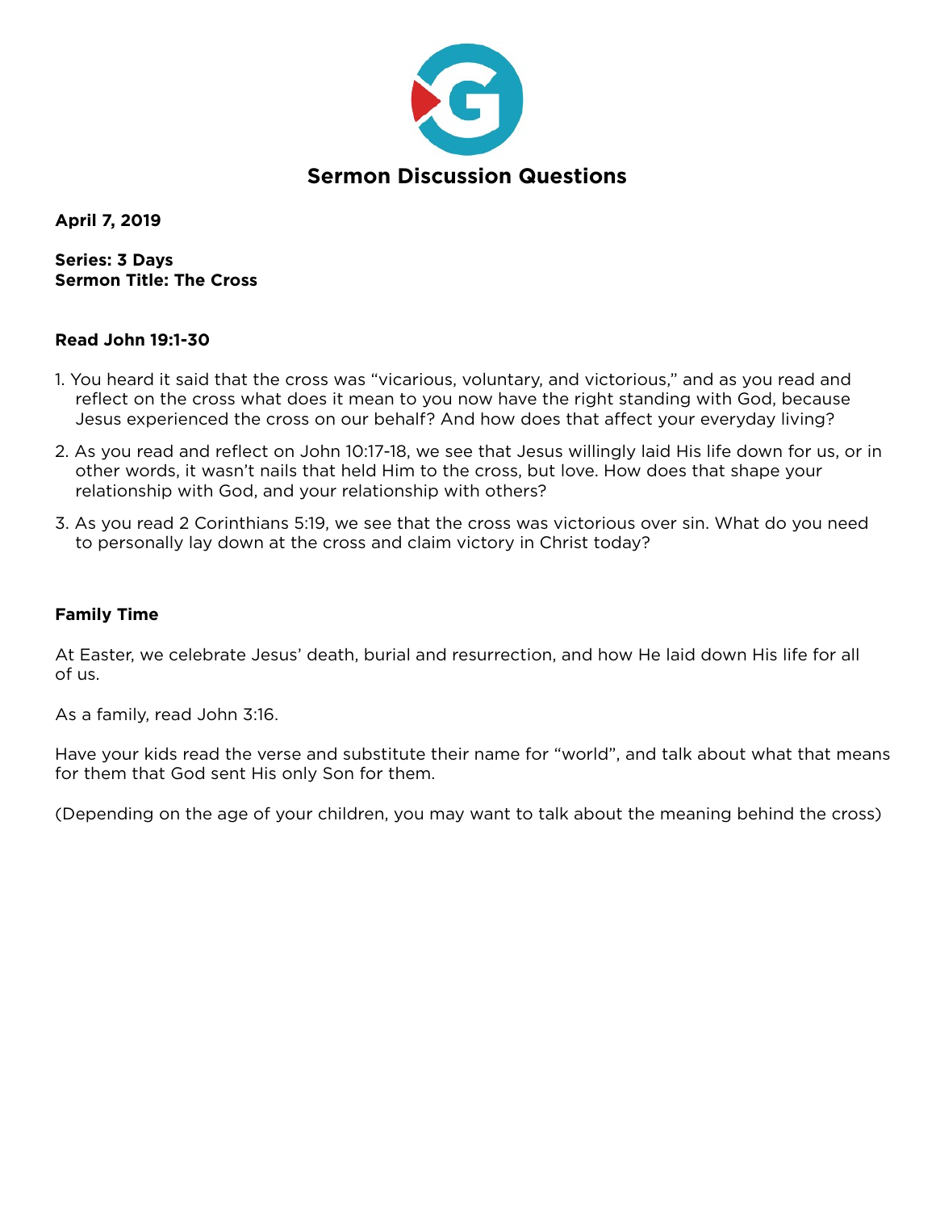# Sermon Discussion Questions

**April 7, 2019**

**Series: 3 Days**
**Sermon Title: The Cross**

**Read John 19:1-30**

1. You heard it said that the cross was "vicarious, voluntary, and victorious," and as you read and reflect on the cross what does it mean to you now have the right standing with God, because Jesus experienced the cross on our behalf? And how does that affect your everyday living?
2. As you read and reflect on John 10:17-18, we see that Jesus willingly laid His life down for us, or in other words, it wasn't nails that held Him to the cross, but love. How does that shape your relationship with God, and your relationship with others?
3. As you read 2 Corinthians 5:19, we see that the cross was victorious over sin. What do you need to personally lay down at the cross and claim victory in Christ today?

**Family Time**

At Easter, we celebrate Jesus' death, burial and resurrection, and how He laid down His life for all of us.

As a family, read John 3:16.

Have your kids read the verse and substitute their name for "world", and talk about what that means for them that God sent His only Son for them.

(Depending on the age of your children, you may want to talk about the meaning behind the cross)